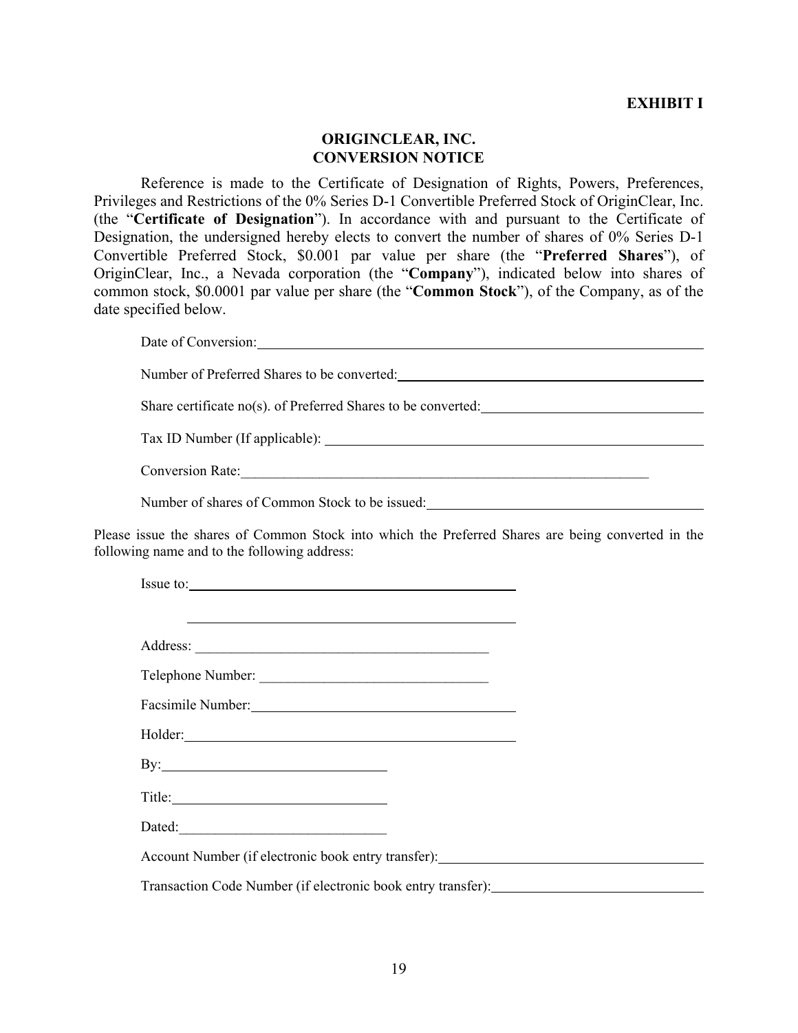**EXHIBIT I**

**ORIGINCLEAR, INC.**
**CONVERSION NOTICE**

Reference is made to the Certificate of Designation of Rights, Powers, Preferences, Privileges and Restrictions of the 0% Series D-1 Convertible Preferred Stock of OriginClear, Inc. (the "**Certificate of Designation**"). In accordance with and pursuant to the Certificate of Designation, the undersigned hereby elects to convert the number of shares of 0% Series D-1 Convertible Preferred Stock, $0.001 par value per share (the "**Preferred Shares**"), of OriginClear, Inc., a Nevada corporation (the "**Company**"), indicated below into shares of common stock, $0.0001 par value per share (the "**Common Stock**"), of the Company, as of the date specified below.

Date of Conversion: ____________________

Number of Preferred Shares to be converted: ____________________

Share certificate no(s). of Preferred Shares to be converted: ____________________

Tax ID Number (If applicable): ____________________

Conversion Rate: ____________________

Number of shares of Common Stock to be issued: ____________________

Please issue the shares of Common Stock into which the Preferred Shares are being converted in the following name and to the following address:

Issue to: ____________________

____________________

Address: ____________________

Telephone Number: ____________________

Facsimile Number: ____________________

Holder: ____________________

By: ____________________

Title: ____________________

Dated: ____________________

Account Number (if electronic book entry transfer): ____________________

Transaction Code Number (if electronic book entry transfer): ____________________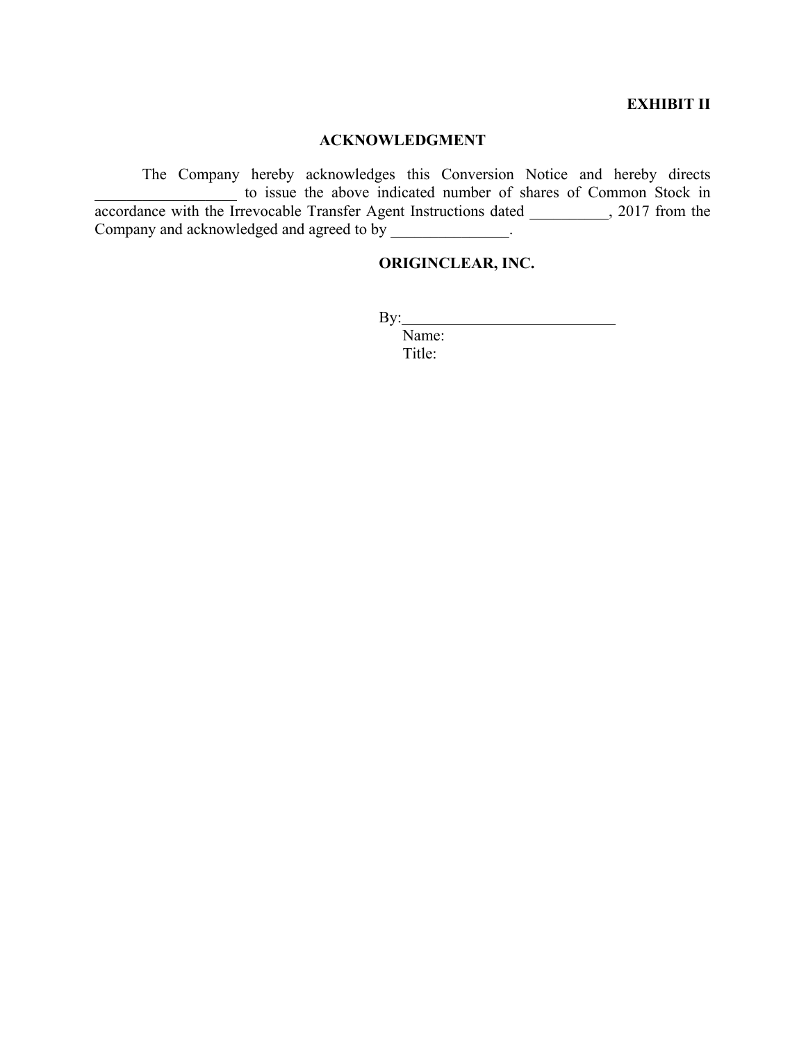**EXHIBIT II**

## ACKNOWLEDGMENT

The Company hereby acknowledges this Conversion Notice and hereby directs __________________ to issue the above indicated number of shares of Common Stock in accordance with the Irrevocable Transfer Agent Instructions dated __________, 2017 from the Company and acknowledged and agreed to by _______________.

**ORIGINCLEAR, INC.**

By:___________________________

Name:

Title: